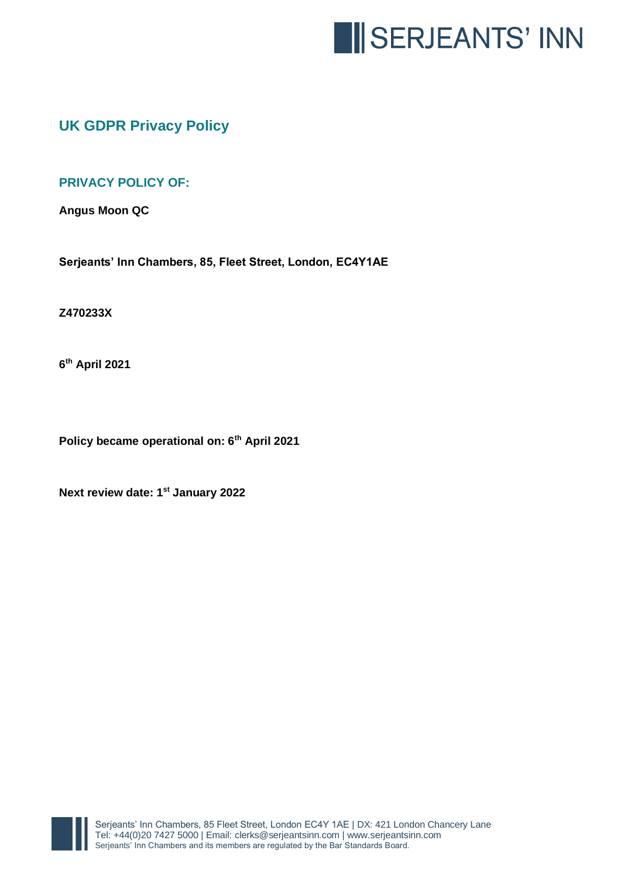# UK GDPR Privacy Policy

## PRIVACY POLICY OF:

**Angus Moon QC**

**Serjeants' Inn Chambers, 85, Fleet Street, London, EC4Y1AE**

**Z470233X**

**6th April 2021**

**Policy became operational on: 6th April 2021**

**Next review date: 1st January 2022**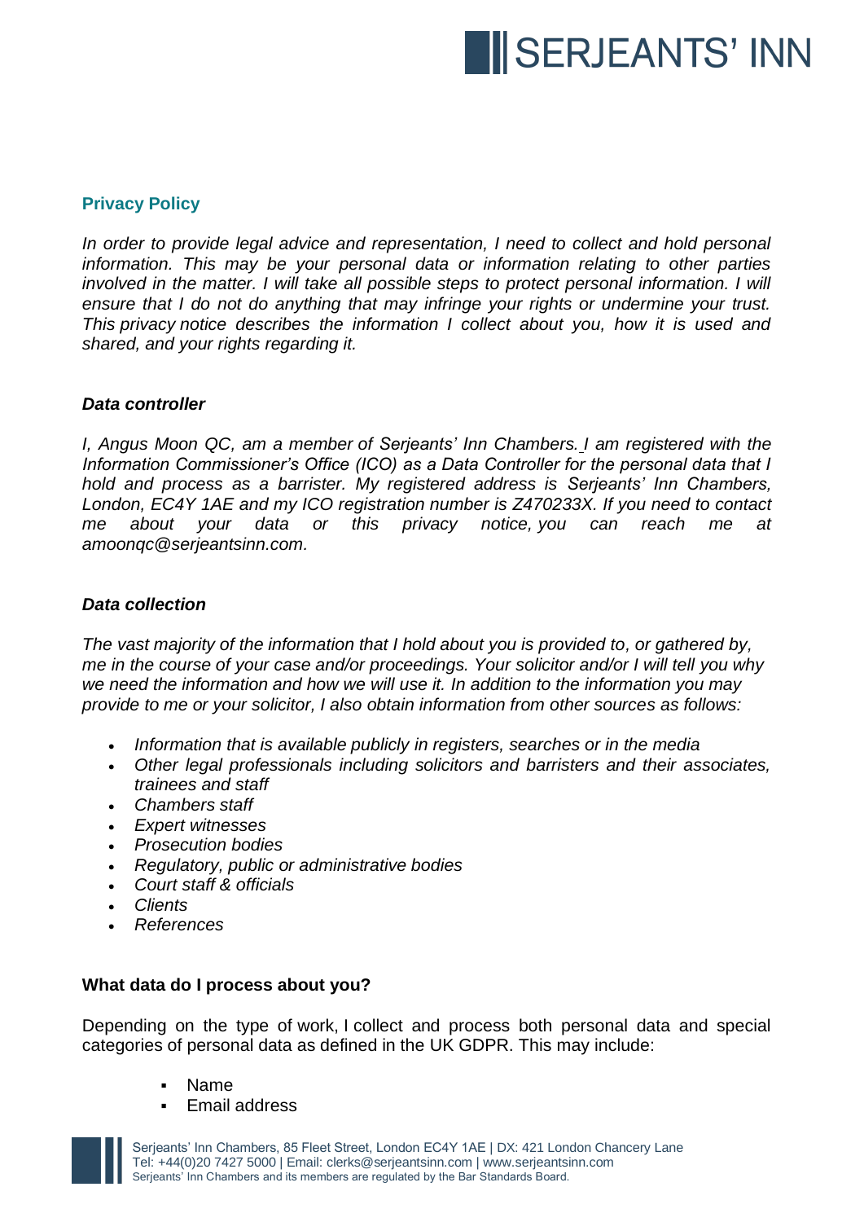## Privacy Policy

*In order to provide legal advice and representation, I need to collect and hold personal information. This may be your personal data or information relating to other parties involved in the matter. I will take all possible steps to protect personal information. I will ensure that I do not do anything that may infringe your rights or undermine your trust. This privacy notice describes the information I collect about you, how it is used and shared, and your rights regarding it.*

### *Data controller*

*I, Angus Moon QC, am a member of Serjeants' Inn Chambers. I am registered with the Information Commissioner's Office (ICO) as a Data Controller for the personal data that I hold and process as a barrister. My registered address is Serjeants' Inn Chambers, London, EC4Y 1AE and my ICO registration number is Z470233X. If you need to contact me about your data or this privacy notice, you can reach me at amoonqc@serjeantsinn.com.*

### *Data collection*

*The vast majority of the information that I hold about you is provided to, or gathered by, me in the course of your case and/or proceedings. Your solicitor and/or I will tell you why we need the information and how we will use it. In addition to the information you may provide to me or your solicitor, I also obtain information from other sources as follows:*

- *Information that is available publicly in registers, searches or in the media*
- *Other legal professionals including solicitors and barristers and their associates, trainees and staff*
- *Chambers staff*
- *Expert witnesses*
- *Prosecution bodies*
- *Regulatory, public or administrative bodies*
- *Court staff & officials*
- *Clients*
- *References*

### What data do I process about you?

Depending on the type of work, I collect and process both personal data and special categories of personal data as defined in the UK GDPR. This may include:

- Name
- Email address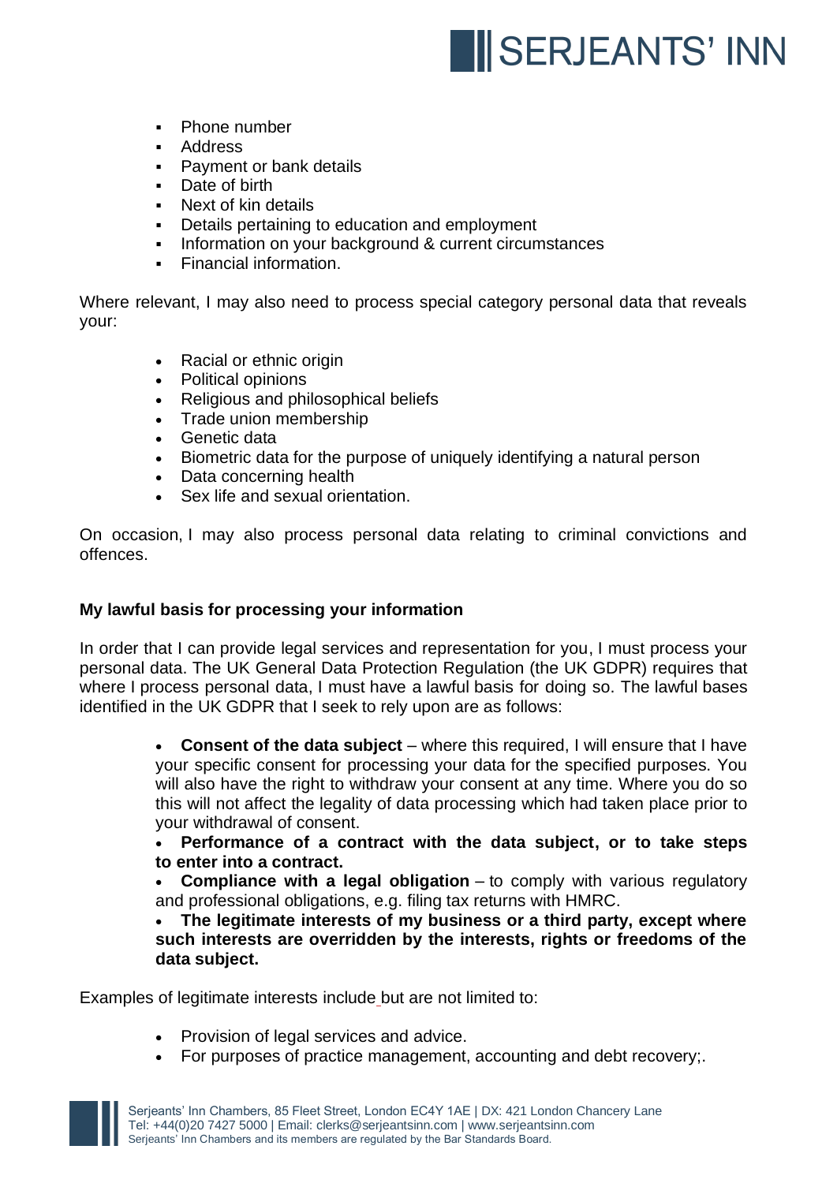- Phone number
- Address
- Payment or bank details
- Date of birth
- Next of kin details
- Details pertaining to education and employment
- Information on your background & current circumstances
- Financial information.

Where relevant, I may also need to process special category personal data that reveals your:

- Racial or ethnic origin
- Political opinions
- Religious and philosophical beliefs
- Trade union membership
- Genetic data
- Biometric data for the purpose of uniquely identifying a natural person
- Data concerning health
- Sex life and sexual orientation.

On occasion, I may also process personal data relating to criminal convictions and offences.

**My lawful basis for processing your information**

In order that I can provide legal services and representation for you, I must process your personal data. The UK General Data Protection Regulation (the UK GDPR) requires that where I process personal data, I must have a lawful basis for doing so. The lawful bases identified in the UK GDPR that I seek to rely upon are as follows:

- **Consent of the data subject** – where this required, I will ensure that I have your specific consent for processing your data for the specified purposes. You will also have the right to withdraw your consent at any time. Where you do so this will not affect the legality of data processing which had taken place prior to your withdrawal of consent.
- **Performance of a contract with the data subject, or to take steps to enter into a contract.**
- **Compliance with a legal obligation** – to comply with various regulatory and professional obligations, e.g. filing tax returns with HMRC.
- **The legitimate interests of my business or a third party, except where such interests are overridden by the interests, rights or freedoms of the data subject.**

Examples of legitimate interests include but are not limited to:

- Provision of legal services and advice.
- For purposes of practice management, accounting and debt recovery;.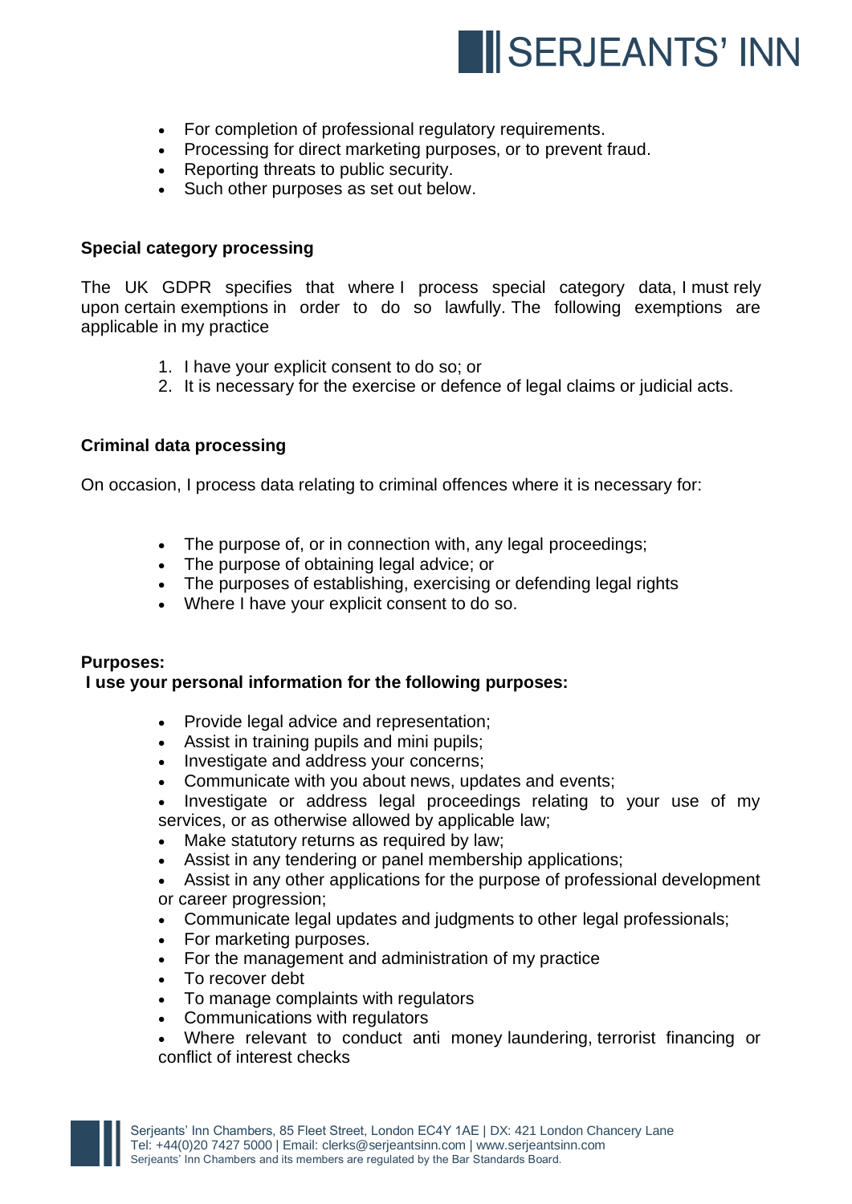- For completion of professional regulatory requirements.
- Processing for direct marketing purposes, or to prevent fraud.
- Reporting threats to public security.
- Such other purposes as set out below.

**Special category processing**

The UK GDPR specifies that where I process special category data, I must rely upon certain exemptions in order to do so lawfully. The following exemptions are applicable in my practice

1. I have your explicit consent to do so; or
2. It is necessary for the exercise or defence of legal claims or judicial acts.

**Criminal data processing**

On occasion, I process data relating to criminal offences where it is necessary for:

- The purpose of, or in connection with, any legal proceedings;
- The purpose of obtaining legal advice; or
- The purposes of establishing, exercising or defending legal rights
- Where I have your explicit consent to do so.

**Purposes:**
**I use your personal information for the following purposes:**

- Provide legal advice and representation;
- Assist in training pupils and mini pupils;
- Investigate and address your concerns;
- Communicate with you about news, updates and events;
- Investigate or address legal proceedings relating to your use of my services, or as otherwise allowed by applicable law;
- Make statutory returns as required by law;
- Assist in any tendering or panel membership applications;
- Assist in any other applications for the purpose of professional development or career progression;
- Communicate legal updates and judgments to other legal professionals;
- For marketing purposes.
- For the management and administration of my practice
- To recover debt
- To manage complaints with regulators
- Communications with regulators
- Where relevant to conduct anti money laundering, terrorist financing or conflict of interest checks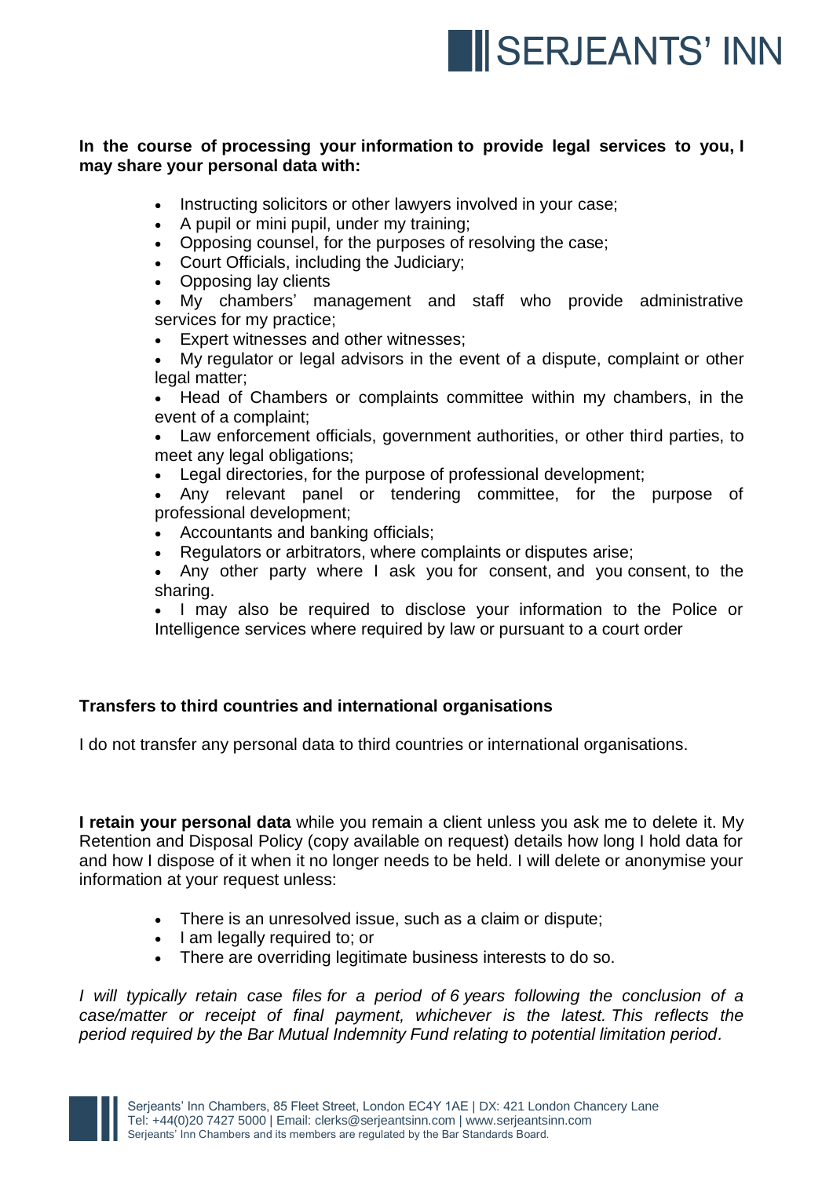**In the course of processing your information to provide legal services to you, I may share your personal data with:**

- Instructing solicitors or other lawyers involved in your case;
- A pupil or mini pupil, under my training;
- Opposing counsel, for the purposes of resolving the case;
- Court Officials, including the Judiciary;
- Opposing lay clients
- My chambers' management and staff who provide administrative services for my practice;
- Expert witnesses and other witnesses;
- My regulator or legal advisors in the event of a dispute, complaint or other legal matter;
- Head of Chambers or complaints committee within my chambers, in the event of a complaint;
- Law enforcement officials, government authorities, or other third parties, to meet any legal obligations;
- Legal directories, for the purpose of professional development;
- Any relevant panel or tendering committee, for the purpose of professional development;
- Accountants and banking officials;
- Regulators or arbitrators, where complaints or disputes arise;
- Any other party where I ask you for consent, and you consent, to the sharing.
- I may also be required to disclose your information to the Police or Intelligence services where required by law or pursuant to a court order

**Transfers to third countries and international organisations**

I do not transfer any personal data to third countries or international organisations.

**I retain your personal data** while you remain a client unless you ask me to delete it. My Retention and Disposal Policy (copy available on request) details how long I hold data for and how I dispose of it when it no longer needs to be held. I will delete or anonymise your information at your request unless:

- There is an unresolved issue, such as a claim or dispute;
- I am legally required to; or
- There are overriding legitimate business interests to do so.

*I will typically retain case files for a period of 6 years following the conclusion of a case/matter or receipt of final payment, whichever is the latest. This reflects the period required by the Bar Mutual Indemnity Fund relating to potential limitation period.*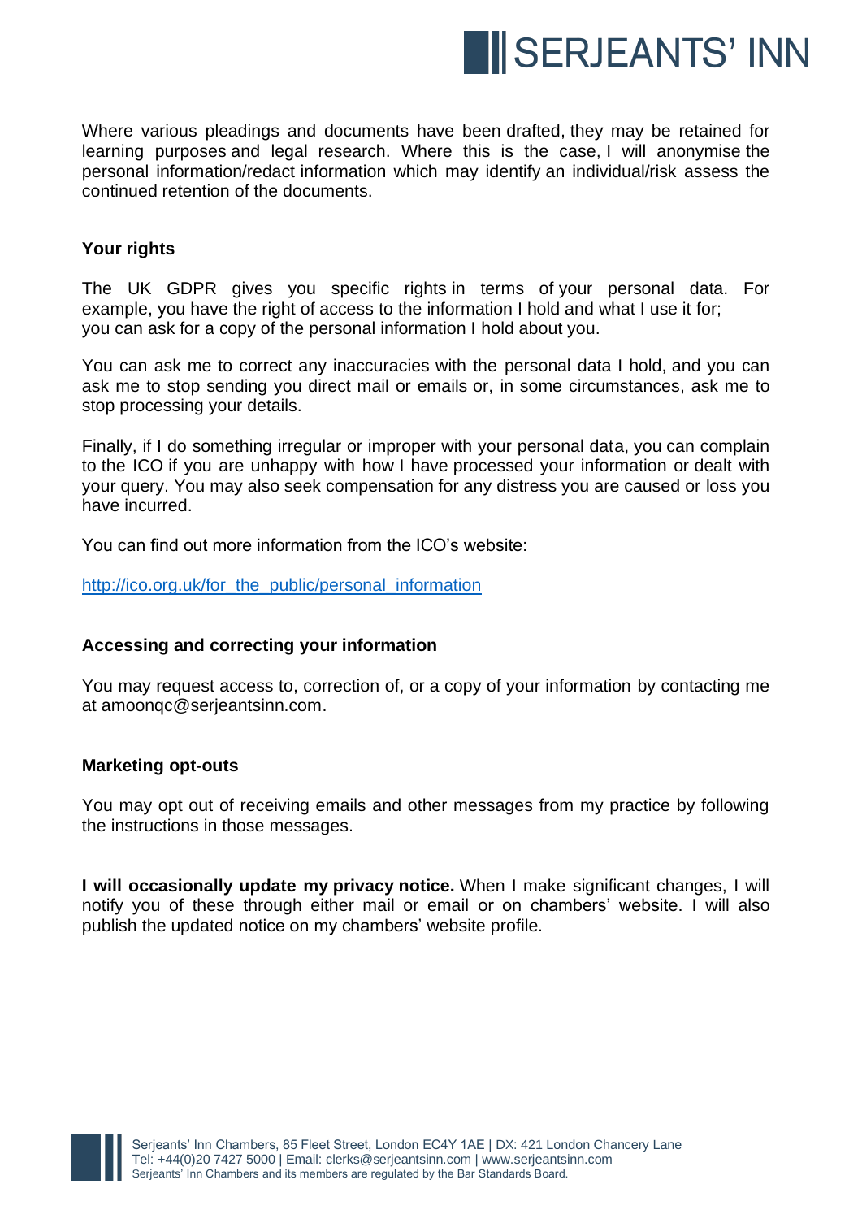Where various pleadings and documents have been drafted, they may be retained for learning purposes and legal research. Where this is the case, I will anonymise the personal information/redact information which may identify an individual/risk assess the continued retention of the documents.

## Your rights

The UK GDPR gives you specific rights in terms of your personal data. For example, you have the right of access to the information I hold and what I use it for; you can ask for a copy of the personal information I hold about you.

You can ask me to correct any inaccuracies with the personal data I hold, and you can ask me to stop sending you direct mail or emails or, in some circumstances, ask me to stop processing your details.

Finally, if I do something irregular or improper with your personal data, you can complain to the ICO if you are unhappy with how I have processed your information or dealt with your query. You may also seek compensation for any distress you are caused or loss you have incurred.

You can find out more information from the ICO's website:

[http://ico.org.uk/for_the_public/personal_information](http://ico.org.uk/for_the_public/personal_information)

## Accessing and correcting your information

You may request access to, correction of, or a copy of your information by contacting me at amoonqc@serjeantsinn.com.

## Marketing opt-outs

You may opt out of receiving emails and other messages from my practice by following the instructions in those messages.

**I will occasionally update my privacy notice.** When I make significant changes, I will notify you of these through either mail or email or on chambers' website. I will also publish the updated notice on my chambers' website profile.